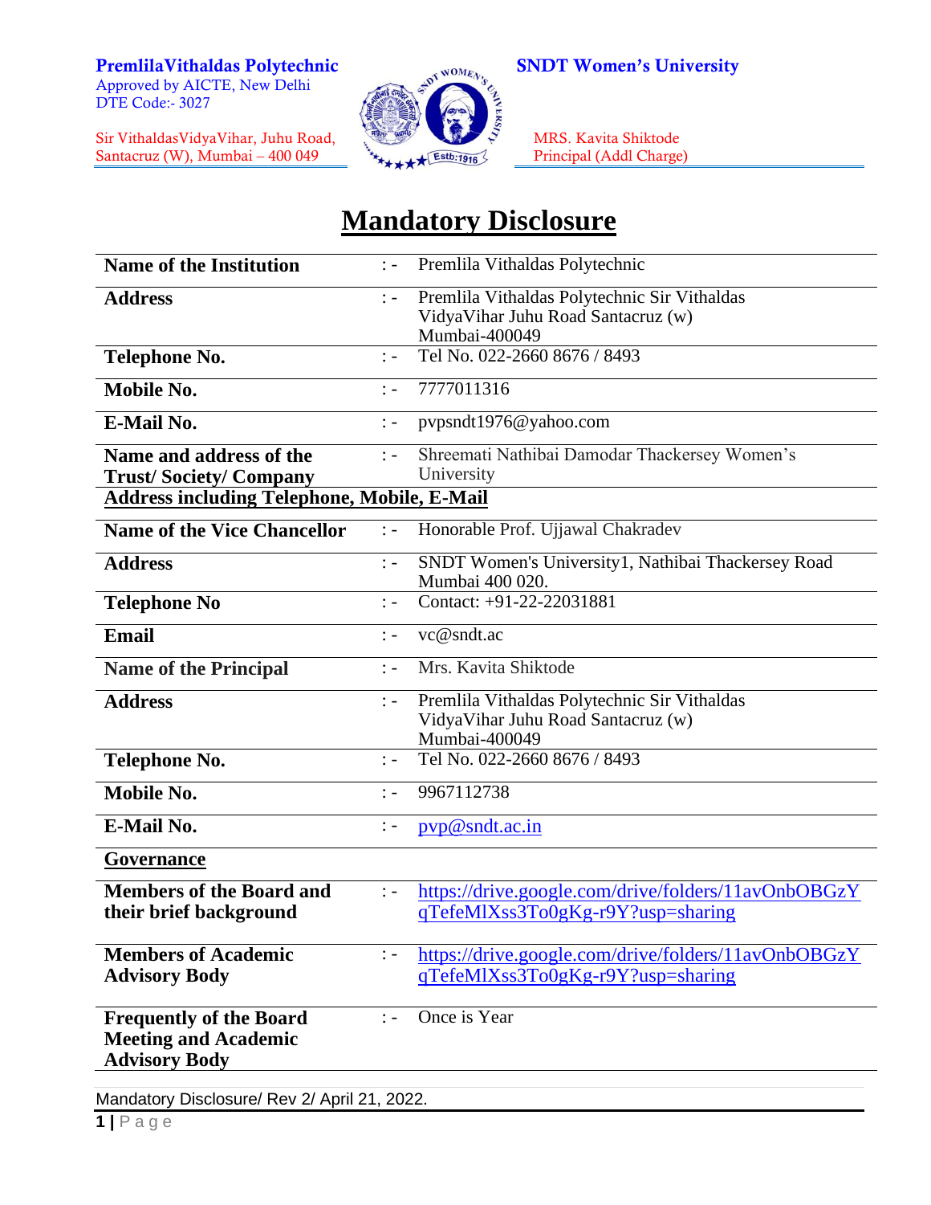**PremlilaVithaldas Polytechnic**
Approved by AICTE, New Delhi
DTE Code:- 3027

Sir VithaldasVidyaVihar, Juhu Road,
Santacruz (W), Mumbai – 400 049

**SNDT Women's University**

MRS. Kavita Shiktode
Principal (Addl Charge)

# Mandatory Disclosure

| | | |
|---|---|---|
| **Name of the Institution** | : - | Premlila Vithaldas Polytechnic |
| **Address** | : - | Premlila Vithaldas Polytechnic Sir Vithaldas VidyaVihar Juhu Road Santacruz (w) Mumbai-400049 |
| **Telephone No.** | : - | Tel No. 022-2660 8676 / 8493 |
| **Mobile No.** | : - | 7777011316 |
| **E-Mail No.** | : - | pvpsndt1976@yahoo.com |
| **Name and address of the Trust/ Society/ Company** | : - | Shreemati Nathibai Damodar Thackersey Women's University |
| **Address including Telephone, Mobile, E-Mail** | | |
| **Name of the Vice Chancellor** | : - | Honorable Prof. Ujjawal Chakradev |
| **Address** | : - | SNDT Women's University1, Nathibai Thackersey Road Mumbai 400 020. |
| **Telephone No** | : - | Contact: +91-22-22031881 |
| **Email** | : - | vc@sndt.ac |
| **Name of the Principal** | : - | Mrs. Kavita Shiktode |
| **Address** | : - | Premlila Vithaldas Polytechnic Sir Vithaldas VidyaVihar Juhu Road Santacruz (w) Mumbai-400049 |
| **Telephone No.** | : - | Tel No. 022-2660 8676 / 8493 |
| **Mobile No.** | : - | 9967112738 |
| **E-Mail No.** | : - | pvp@sndt.ac.in |
| **Governance** | | |
| **Members of the Board and their brief background** | : - | https://drive.google.com/drive/folders/11avOnbOBGzYqTefeMlXss3To0gKg-r9Y?usp=sharing |
| **Members of Academic Advisory Body** | : - | https://drive.google.com/drive/folders/11avOnbOBGzYqTefeMlXss3To0gKg-r9Y?usp=sharing |
| **Frequently of the Board Meeting and Academic Advisory Body** | : - | Once is Year |

Mandatory Disclosure/ Rev 2/ April 21, 2022.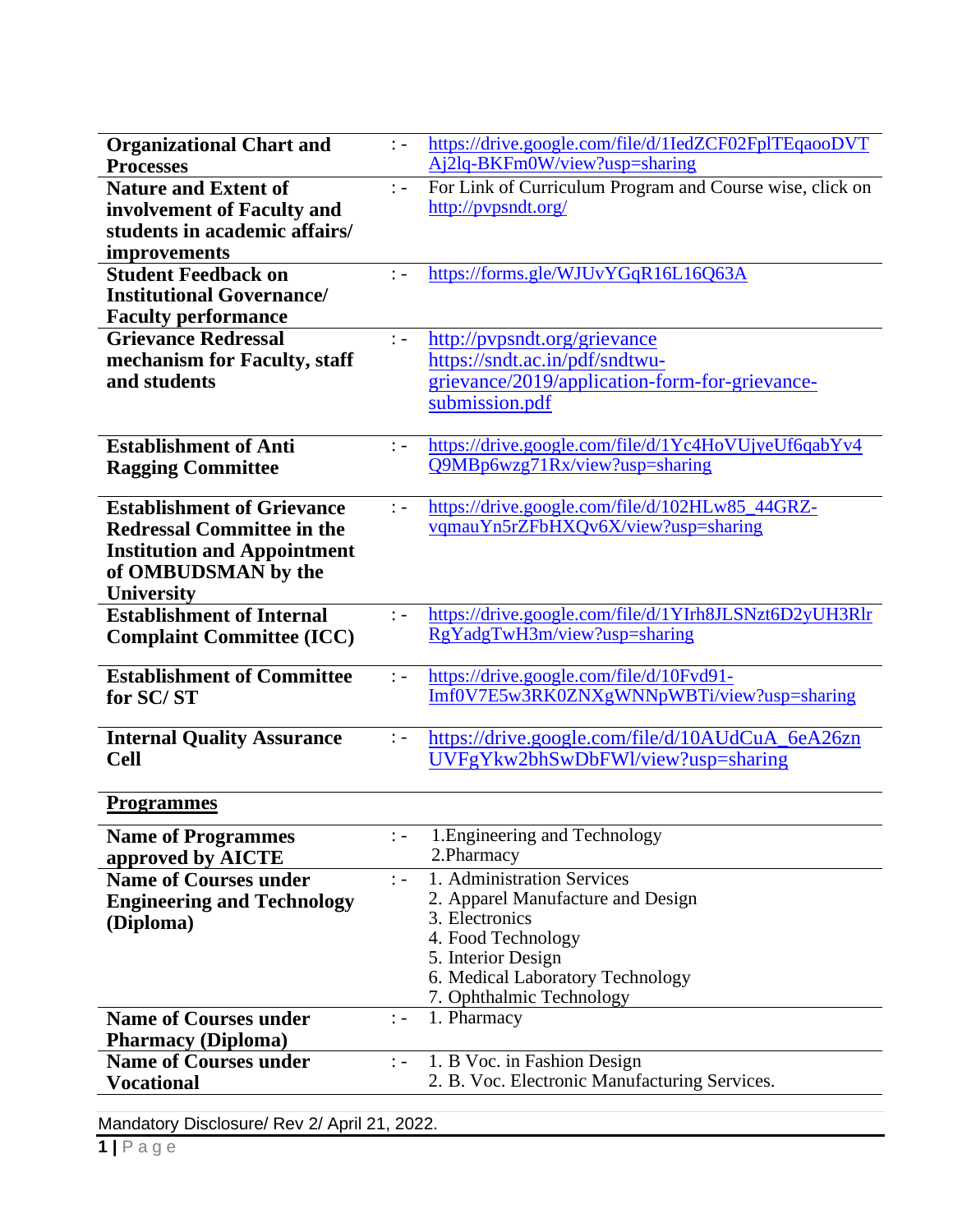| | | |
|---|---|---|
| **Organizational Chart and Processes** | : - | https://drive.google.com/file/d/1IedZCF02FplTEqaooDVTAj2lq-BKFm0W/view?usp=sharing |
| **Nature and Extent of involvement of Faculty and students in academic affairs/ improvements** | : - | For Link of Curriculum Program and Course wise, click on http://pvpsndt.org/ |
| **Student Feedback on Institutional Governance/ Faculty performance** | : - | https://forms.gle/WJUvYGqR16L16Q63A |
| **Grievance Redressal mechanism for Faculty, staff and students** | : - | http://pvpsndt.org/grievance https://sndt.ac.in/pdf/sndtwu-grievance/2019/application-form-for-grievance-submission.pdf |
| **Establishment of Anti Ragging Committee** | : - | https://drive.google.com/file/d/1Yc4HoVUjyeUf6qabYv4Q9MBp6wzg71Rx/view?usp=sharing |
| **Establishment of Grievance Redressal Committee in the Institution and Appointment of OMBUDSMAN by the University** | : - | https://drive.google.com/file/d/102HLw85_44GRZ-vqmauYn5rZFbHXQv6X/view?usp=sharing |
| **Establishment of Internal Complaint Committee (ICC)** | : - | https://drive.google.com/file/d/1YIrh8JLSNzt6D2yUH3RlrRgYadgTwH3m/view?usp=sharing |
| **Establishment of Committee for SC/ ST** | : - | https://drive.google.com/file/d/10Fvd91-Imf0V7E5w3RK0ZNXgWNNpWBTi/view?usp=sharing |
| **Internal Quality Assurance Cell** | : - | https://drive.google.com/file/d/10AUdCuA_6eA26znUVFgYkw2bhSwDbFWl/view?usp=sharing |
| **<u>Programmes</u>** | | |
| **Name of Programmes approved by AICTE** | : - | 1.Engineering and Technology<br>2.Pharmacy |
| **Name of Courses under Engineering and Technology (Diploma)** | : - | 1. Administration Services<br>2. Apparel Manufacture and Design<br>3. Electronics<br>4. Food Technology<br>5. Interior Design<br>6. Medical Laboratory Technology<br>7. Ophthalmic Technology |
| **Name of Courses under Pharmacy (Diploma)** | : - | 1. Pharmacy |
| **Name of Courses under Vocational** | : - | 1. B Voc. in Fashion Design<br>2. B. Voc. Electronic Manufacturing Services. |

Mandatory Disclosure/ Rev 2/ April 21, 2022.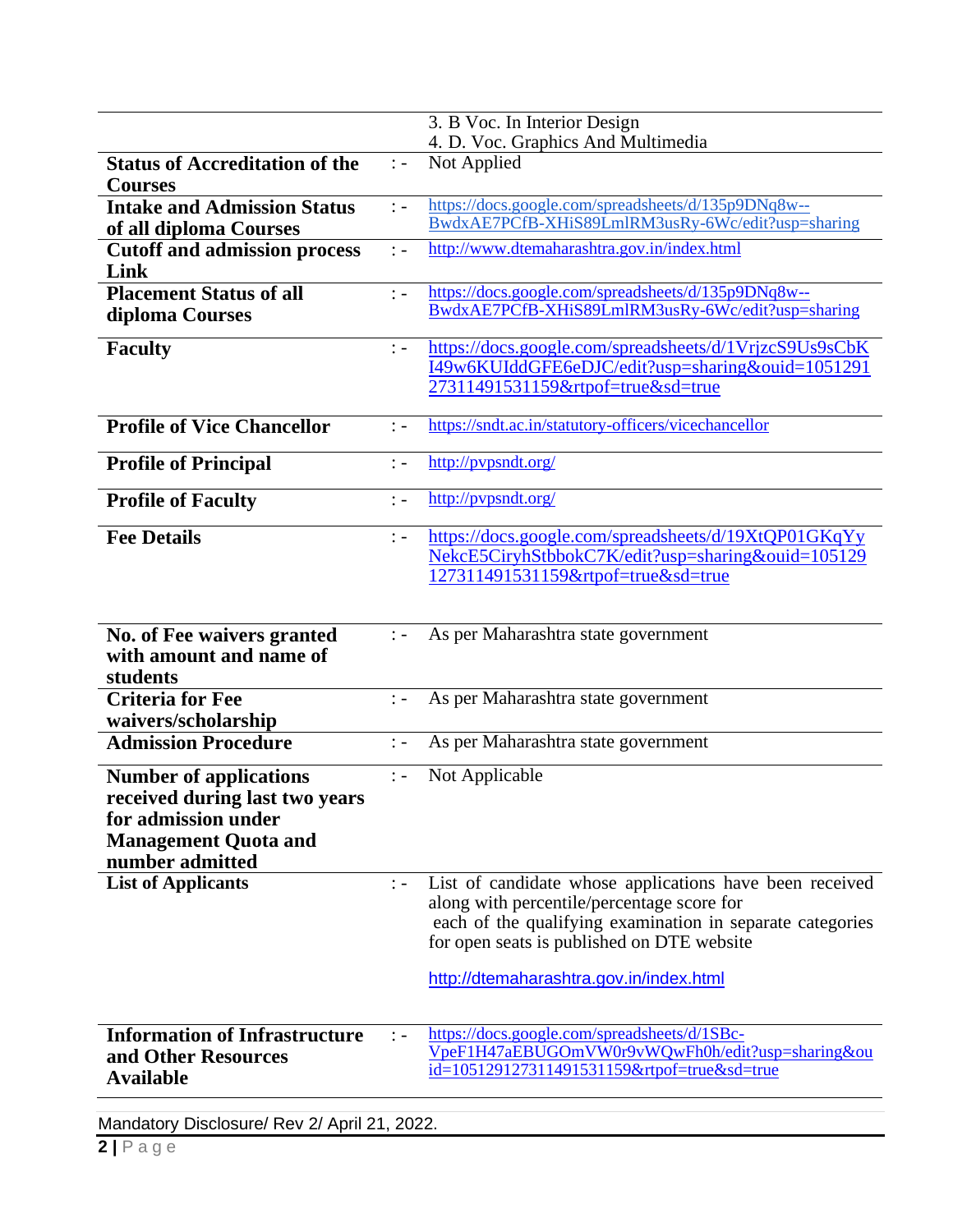| | | |
|---|---|---|
| | | 3. B Voc. In Interior Design<br>4. D. Voc. Graphics And Multimedia |
| **Status of Accreditation of the Courses** | : - | Not Applied |
| **Intake and Admission Status of all diploma Courses** | : - | https://docs.google.com/spreadsheets/d/135p9DNq8w--BwdxAE7PCfB-XHiS89LmlRM3usRy-6Wc/edit?usp=sharing |
| **Cutoff and admission process Link** | : - | http://www.dtemaharashtra.gov.in/index.html |
| **Placement Status of all diploma Courses** | : - | https://docs.google.com/spreadsheets/d/135p9DNq8w--BwdxAE7PCfB-XHiS89LmlRM3usRy-6Wc/edit?usp=sharing |
| **Faculty** | : - | https://docs.google.com/spreadsheets/d/1VrjzcS9Us9sCbKI49w6KUIddGFE6eDJC/edit?usp=sharing&ouid=105129127311491531159&rtpof=true&sd=true |
| **Profile of Vice Chancellor** | : - | https://sndt.ac.in/statutory-officers/vicechancellor |
| **Profile of Principal** | : - | http://pvpsndt.org/ |
| **Profile of Faculty** | : - | http://pvpsndt.org/ |
| **Fee Details** | : - | https://docs.google.com/spreadsheets/d/19XtQP01GKqYyNekcE5CiryhStbbokC7K/edit?usp=sharing&ouid=105129127311491531159&rtpof=true&sd=true |
| **No. of Fee waivers granted with amount and name of students** | : - | As per Maharashtra state government |
| **Criteria for Fee waivers/scholarship** | : - | As per Maharashtra state government |
| **Admission Procedure** | : - | As per Maharashtra state government |
| **Number of applications received during last two years for admission under Management Quota and number admitted** | : - | Not Applicable |
| **List of Applicants** | : - | List of candidate whose applications have been received along with percentile/percentage score for each of the qualifying examination in separate categories for open seats is published on DTE website<br><br>http://dtemaharashtra.gov.in/index.html |
| **Information of Infrastructure and Other Resources Available** | : - | https://docs.google.com/spreadsheets/d/1SBc-VpeF1H47aEBUGOmVW0r9vWQwFh0h/edit?usp=sharing&ouid=105129127311491531159&rtpof=true&sd=true |

Mandatory Disclosure/ Rev 2/ April 21, 2022.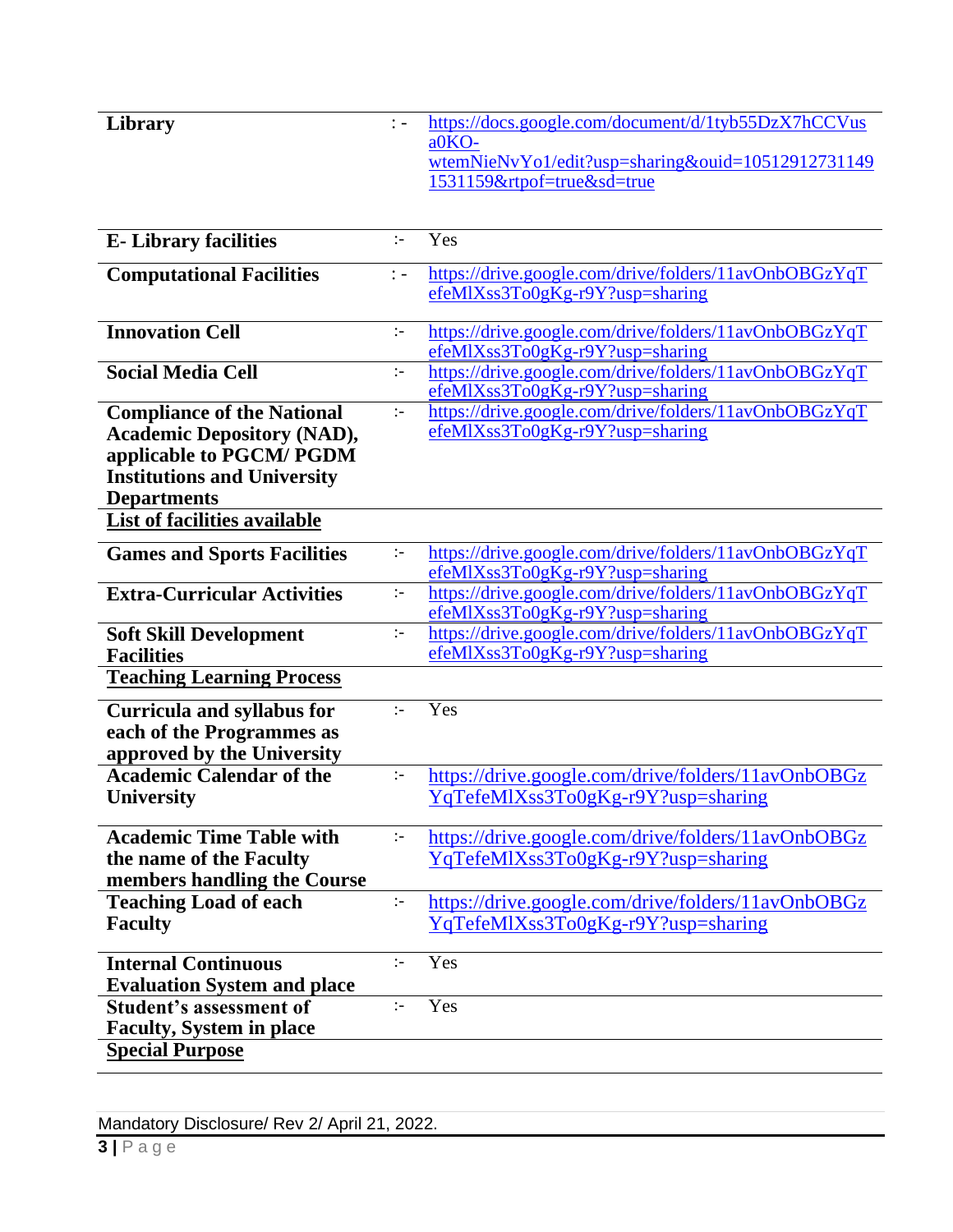| | | |
|---|---|---|
| **Library** | : - | https://docs.google.com/document/d/1tyb55DzX7hCCVusa0KO-wtemNieNvYo1/edit?usp=sharing&ouid=105129127311491531159&rtpof=true&sd=true |
| **E- Library facilities** | :- | Yes |
| **Computational Facilities** | : - | https://drive.google.com/drive/folders/11avOnbOBGzYqTefeMlXss3To0gKg-r9Y?usp=sharing |
| **Innovation Cell** | :- | https://drive.google.com/drive/folders/11avOnbOBGzYqTefeMlXss3To0gKg-r9Y?usp=sharing |
| **Social Media Cell** | :- | https://drive.google.com/drive/folders/11avOnbOBGzYqTefeMlXss3To0gKg-r9Y?usp=sharing |
| **Compliance of the National Academic Depository (NAD), applicable to PGCM/ PGDM Institutions and University Departments** | :- | https://drive.google.com/drive/folders/11avOnbOBGzYqTefeMlXss3To0gKg-r9Y?usp=sharing |
| **List of facilities available** | | |
| **Games and Sports Facilities** | :- | https://drive.google.com/drive/folders/11avOnbOBGzYqTefeMlXss3To0gKg-r9Y?usp=sharing |
| **Extra-Curricular Activities** | :- | https://drive.google.com/drive/folders/11avOnbOBGzYqTefeMlXss3To0gKg-r9Y?usp=sharing |
| **Soft Skill Development Facilities** | :- | https://drive.google.com/drive/folders/11avOnbOBGzYqTefeMlXss3To0gKg-r9Y?usp=sharing |
| **Teaching Learning Process** | | |
| **Curricula and syllabus for each of the Programmes as approved by the University** | :- | Yes |
| **Academic Calendar of the University** | :- | https://drive.google.com/drive/folders/11avOnbOBGzYqTefeMlXss3To0gKg-r9Y?usp=sharing |
| **Academic Time Table with the name of the Faculty members handling the Course** | :- | https://drive.google.com/drive/folders/11avOnbOBGzYqTefeMlXss3To0gKg-r9Y?usp=sharing |
| **Teaching Load of each Faculty** | :- | https://drive.google.com/drive/folders/11avOnbOBGzYqTefeMlXss3To0gKg-r9Y?usp=sharing |
| **Internal Continuous Evaluation System and place** | :- | Yes |
| **Student's assessment of Faculty, System in place** | :- | Yes |
| **Special Purpose** | | |

Mandatory Disclosure/ Rev 2/ April 21, 2022.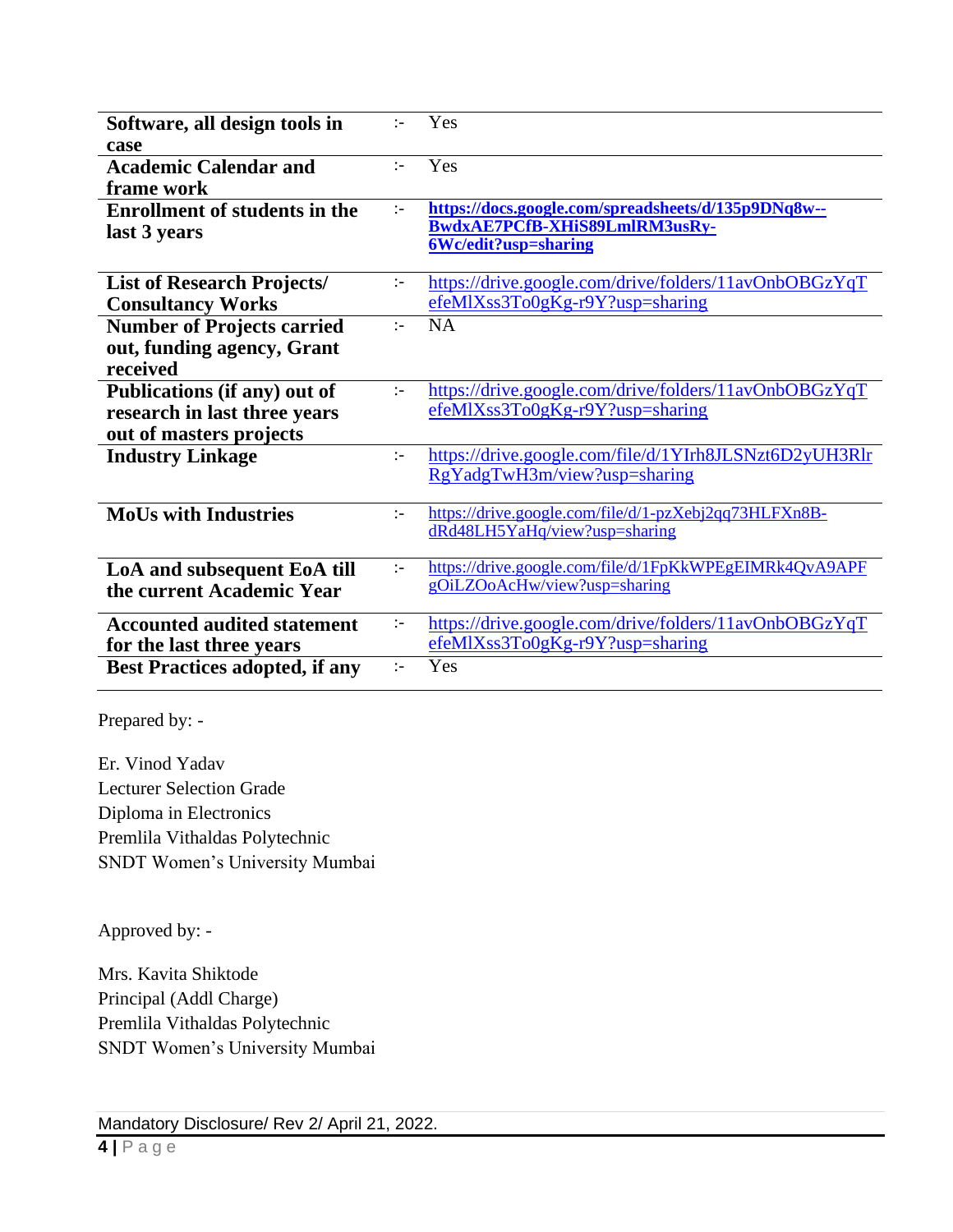| | | |
|---|---|---|
| **Software, all design tools in case** | :- | Yes |
| **Academic Calendar and frame work** | :- | Yes |
| **Enrollment of students in the last 3 years** | :- | **https://docs.google.com/spreadsheets/d/135p9DNq8w--BwdxAE7PCfB-XHiS89LmlRM3usRy-6Wc/edit?usp=sharing** |
| **List of Research Projects/ Consultancy Works** | :- | https://drive.google.com/drive/folders/11avOnbOBGzYqTefeMlXss3To0gKg-r9Y?usp=sharing |
| **Number of Projects carried out, funding agency, Grant received** | :- | NA |
| **Publications (if any) out of research in last three years out of masters projects** | :- | https://drive.google.com/drive/folders/11avOnbOBGzYqTefeMlXss3To0gKg-r9Y?usp=sharing |
| **Industry Linkage** | :- | https://drive.google.com/file/d/1YIrh8JLSNzt6D2yUH3RlrRgYadgTwH3m/view?usp=sharing |
| **MoUs with Industries** | :- | https://drive.google.com/file/d/1-pzXebj2qq73HLFXn8B-dRd48LH5YaHq/view?usp=sharing |
| **LoA and subsequent EoA till the current Academic Year** | :- | https://drive.google.com/file/d/1FpKkWPEgEIMRk4QvA9APFgOiLZOoAcHw/view?usp=sharing |
| **Accounted audited statement for the last three years** | :- | https://drive.google.com/drive/folders/11avOnbOBGzYqTefeMlXss3To0gKg-r9Y?usp=sharing |
| **Best Practices adopted, if any** | :- | Yes |

Prepared by: -

Er. Vinod Yadav
Lecturer Selection Grade
Diploma in Electronics
Premlila Vithaldas Polytechnic
SNDT Women's University Mumbai

Approved by: -

Mrs. Kavita Shiktode
Principal (Addl Charge)
Premlila Vithaldas Polytechnic
SNDT Women's University Mumbai